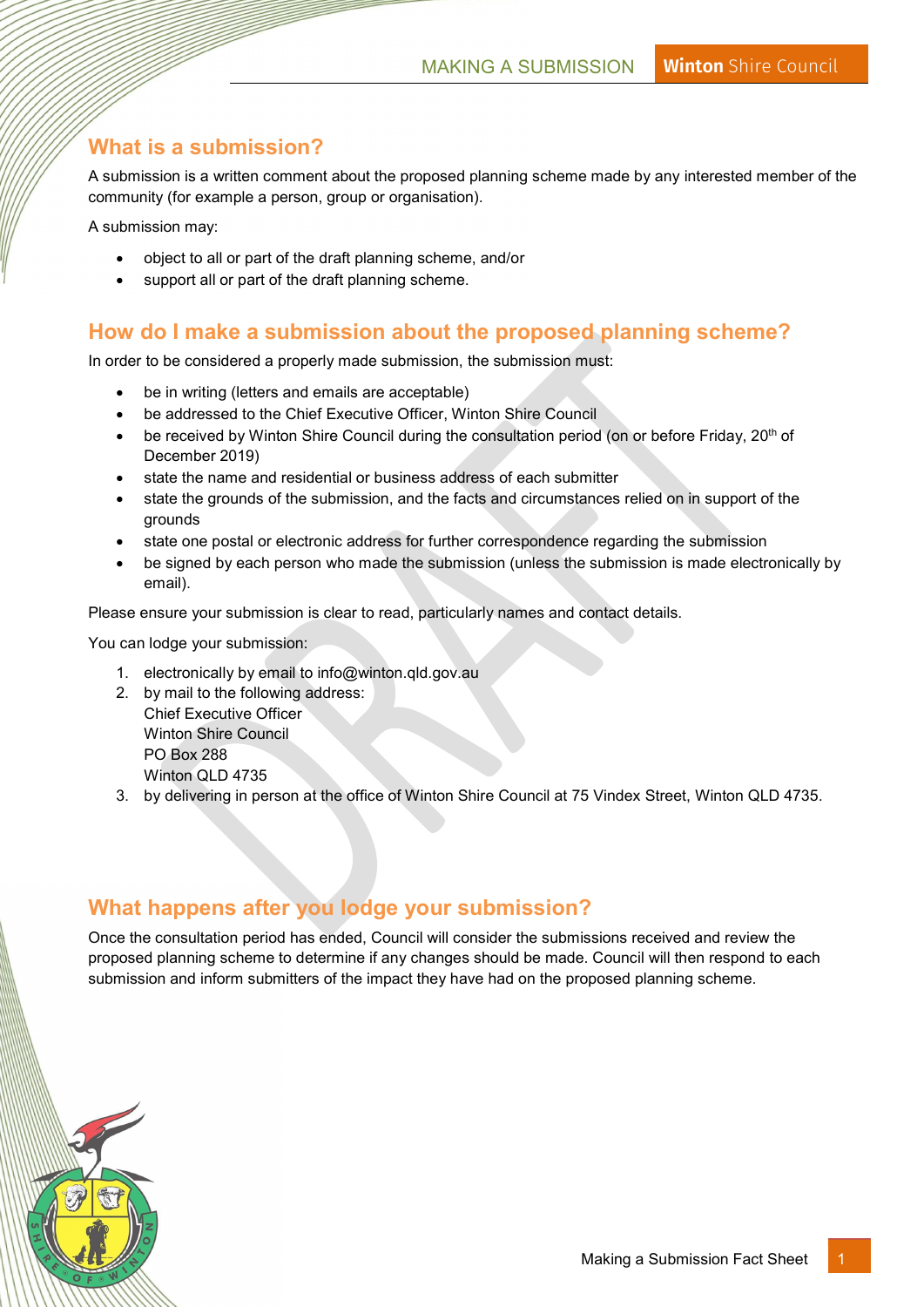## What is a submission?

A submission is a written comment about the proposed planning scheme made by any interested member of the community (for example a person, group or organisation).

A submission may:

- object to all or part of the draft planning scheme, and/or
- support all or part of the draft planning scheme.

## How do I make a submission about the proposed planning scheme?

In order to be considered a properly made submission, the submission must:

- be in writing (letters and emails are acceptable)
- be addressed to the Chief Executive Officer, Winton Shire Council
- be received by Winton Shire Council during the consultation period (on or before Friday, 20th of December 2019)
- state the name and residential or business address of each submitter
- state the grounds of the submission, and the facts and circumstances relied on in support of the grounds
- state one postal or electronic address for further correspondence regarding the submission
- be signed by each person who made the submission (unless the submission is made electronically by email).

Please ensure your submission is clear to read, particularly names and contact details.

You can lodge your submission:

1. electronically by email to info@winton.qld.gov.au
2. by mail to the following address:
   Chief Executive Officer
   Winton Shire Council
   PO Box 288
   Winton QLD 4735
3. by delivering in person at the office of Winton Shire Council at 75 Vindex Street, Winton QLD 4735.

## What happens after you lodge your submission?

Once the consultation period has ended, Council will consider the submissions received and review the proposed planning scheme to determine if any changes should be made. Council will then respond to each submission and inform submitters of the impact they have had on the proposed planning scheme.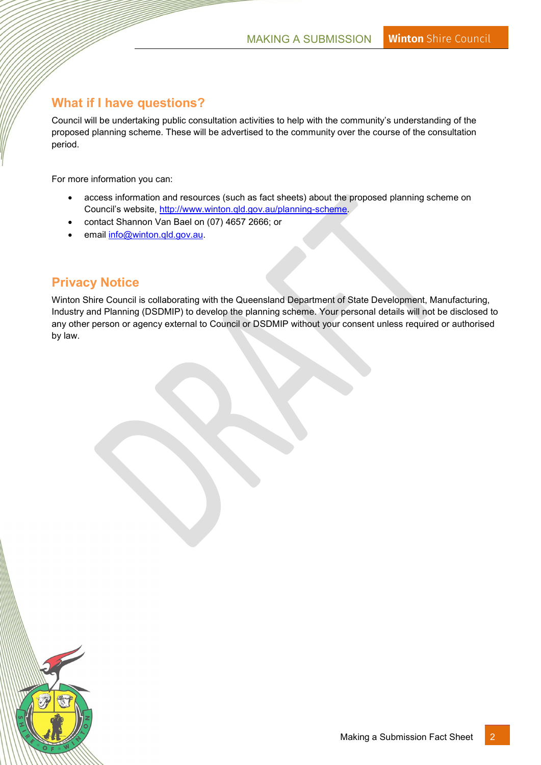## What if I have questions?

Council will be undertaking public consultation activities to help with the community's understanding of the proposed planning scheme. These will be advertised to the community over the course of the consultation period.

For more information you can:

- access information and resources (such as fact sheets) about the proposed planning scheme on Council's website, http://www.winton.qld.gov.au/planning-scheme.
- contact Shannon Van Bael on (07) 4657 2666; or
- email info@winton.qld.gov.au.

## Privacy Notice

Winton Shire Council is collaborating with the Queensland Department of State Development, Manufacturing, Industry and Planning (DSDMIP) to develop the planning scheme. Your personal details will not be disclosed to any other person or agency external to Council or DSDMIP without your consent unless required or authorised by law.